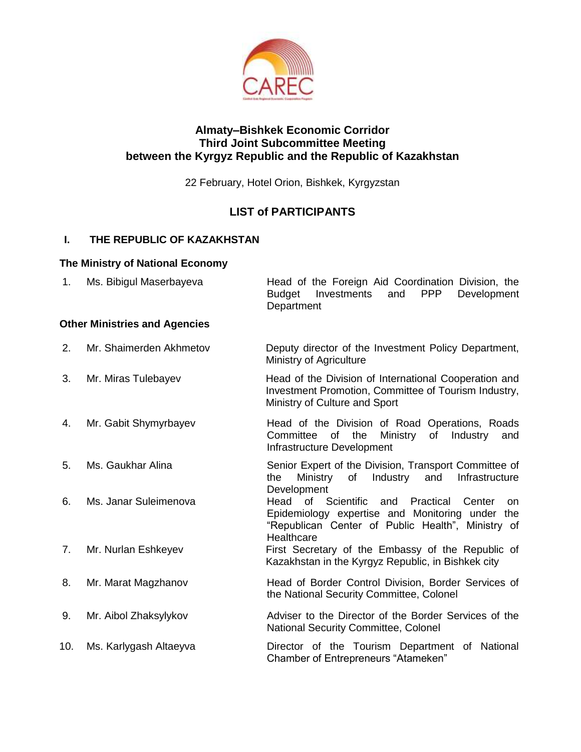# Almaty–Bishkek Economic Corridor
# Third Joint Subcommittee Meeting
# between the Kyrgyz Republic and the Republic of Kazakhstan

22 February, Hotel Orion, Bishkek, Kyrgyzstan

## LIST of PARTICIPANTS

### I. THE REPUBLIC OF KAZAKHSTAN

**The Ministry of National Economy**

| | | |
|---|---|---|
| 1. | Ms. Bibigul Maserbayeva | Head of the Foreign Aid Coordination Division, the Budget Investments and PPP Development Department |

**Other Ministries and Agencies**

| | | |
|---|---|---|
| 2. | Mr. Shaimerden Akhmetov | Deputy director of the Investment Policy Department, Ministry of Agriculture |
| 3. | Mr. Miras Tulebayev | Head of the Division of International Cooperation and Investment Promotion, Committee of Tourism Industry, Ministry of Culture and Sport |
| 4. | Mr. Gabit Shymyrbayev | Head of the Division of Road Operations, Roads Committee of the Ministry of Industry and Infrastructure Development |
| 5. | Ms. Gaukhar Alina | Senior Expert of the Division, Transport Committee of the Ministry of Industry and Infrastructure Development |
| 6. | Ms. Janar Suleimenova | Head of Scientific and Practical Center on Epidemiology expertise and Monitoring under the "Republican Center of Public Health", Ministry of Healthcare |
| 7. | Mr. Nurlan Eshkeyev | First Secretary of the Embassy of the Republic of Kazakhstan in the Kyrgyz Republic, in Bishkek city |
| 8. | Mr. Marat Magzhanov | Head of Border Control Division, Border Services of the National Security Committee, Colonel |
| 9. | Mr. Aibol Zhaksylykov | Adviser to the Director of the Border Services of the National Security Committee, Colonel |
| 10. | Ms. Karlygash Altaeyva | Director of the Tourism Department of National Chamber of Entrepreneurs "Atameken" |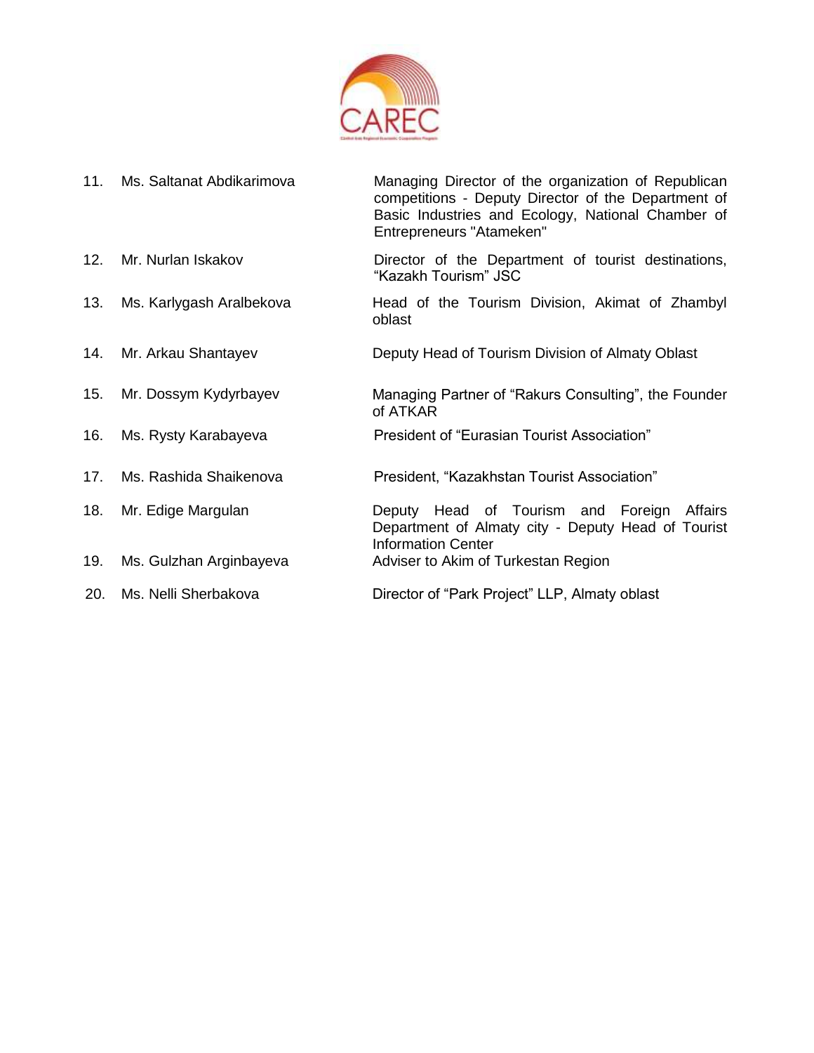| | | |
|---|---|---|
| 11. | Ms. Saltanat Abdikarimova | Managing Director of the organization of Republican competitions - Deputy Director of the Department of Basic Industries and Ecology, National Chamber of Entrepreneurs "Atameken" |
| 12. | Mr. Nurlan Iskakov | Director of the Department of tourist destinations, “Kazakh Tourism” JSC |
| 13. | Ms. Karlygash Aralbekova | Head of the Tourism Division, Akimat of Zhambyl oblast |
| 14. | Mr. Arkau Shantayev | Deputy Head of Tourism Division of Almaty Oblast |
| 15. | Mr. Dossym Kydyrbayev | Managing Partner of “Rakurs Consulting”, the Founder of ATKAR |
| 16. | Ms. Rysty Karabayeva | President of “Eurasian Tourist Association” |
| 17. | Ms. Rashida Shaikenova | President, “Kazakhstan Tourist Association” |
| 18. | Mr. Edige Margulan | Deputy Head of Tourism and Foreign Affairs Department of Almaty city - Deputy Head of Tourist Information Center |
| 19. | Ms. Gulzhan Arginbayeva | Adviser to Akim of Turkestan Region |
| 20. | Ms. Nelli Sherbakova | Director of “Park Project” LLP, Almaty oblast |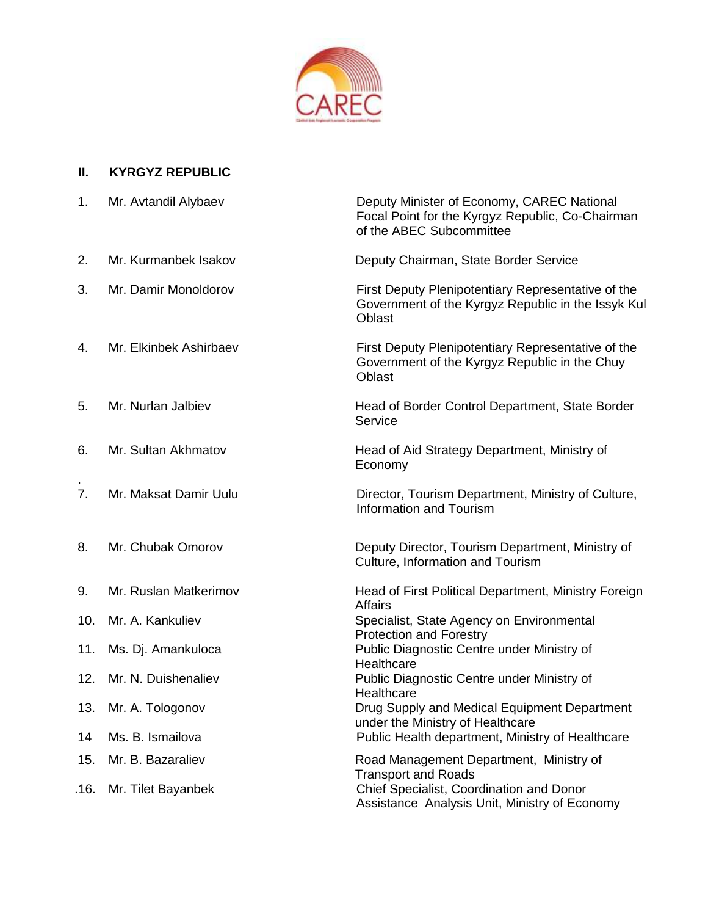## II. KYRGYZ REPUBLIC

| No. | Name | Position |
|---|---|---|
| 1. | Mr. Avtandil Alybaev | Deputy Minister of Economy, CAREC National Focal Point for the Kyrgyz Republic, Co-Chairman of the ABEC Subcommittee |
| 2. | Mr. Kurmanbek Isakov | Deputy Chairman, State Border Service |
| 3. | Mr. Damir Monoldorov | First Deputy Plenipotentiary Representative of the Government of the Kyrgyz Republic in the Issyk Kul Oblast |
| 4. | Mr. Elkinbek Ashirbaev | First Deputy Plenipotentiary Representative of the Government of the Kyrgyz Republic in the Chuy Oblast |
| 5. | Mr. Nurlan Jalbiev | Head of Border Control Department, State Border Service |
| 6. | Mr. Sultan Akhmatov | Head of Aid Strategy Department, Ministry of Economy |
| 7. | Mr. Maksat Damir Uulu | Director, Tourism Department, Ministry of Culture, Information and Tourism |
| 8. | Mr. Chubak Omorov | Deputy Director, Tourism Department, Ministry of Culture, Information and Tourism |
| 9. | Mr. Ruslan Matkerimov | Head of First Political Department, Ministry Foreign Affairs |
| 10. | Mr. A. Kankuliev | Specialist, State Agency on Environmental Protection and Forestry |
| 11. | Ms. Dj. Amankuloca | Public Diagnostic Centre under Ministry of Healthcare |
| 12. | Mr. N. Duishenaliev | Public Diagnostic Centre under Ministry of Healthcare |
| 13. | Mr. A. Tologonov | Drug Supply and Medical Equipment Department under the Ministry of Healthcare |
| 14 | Ms. B. Ismailova | Public Health department, Ministry of Healthcare |
| 15. | Mr. B. Bazaraliev | Road Management Department, Ministry of Transport and Roads |
| .16. | Mr. Tilet Bayanbek | Chief Specialist, Coordination and Donor Assistance Analysis Unit, Ministry of Economy |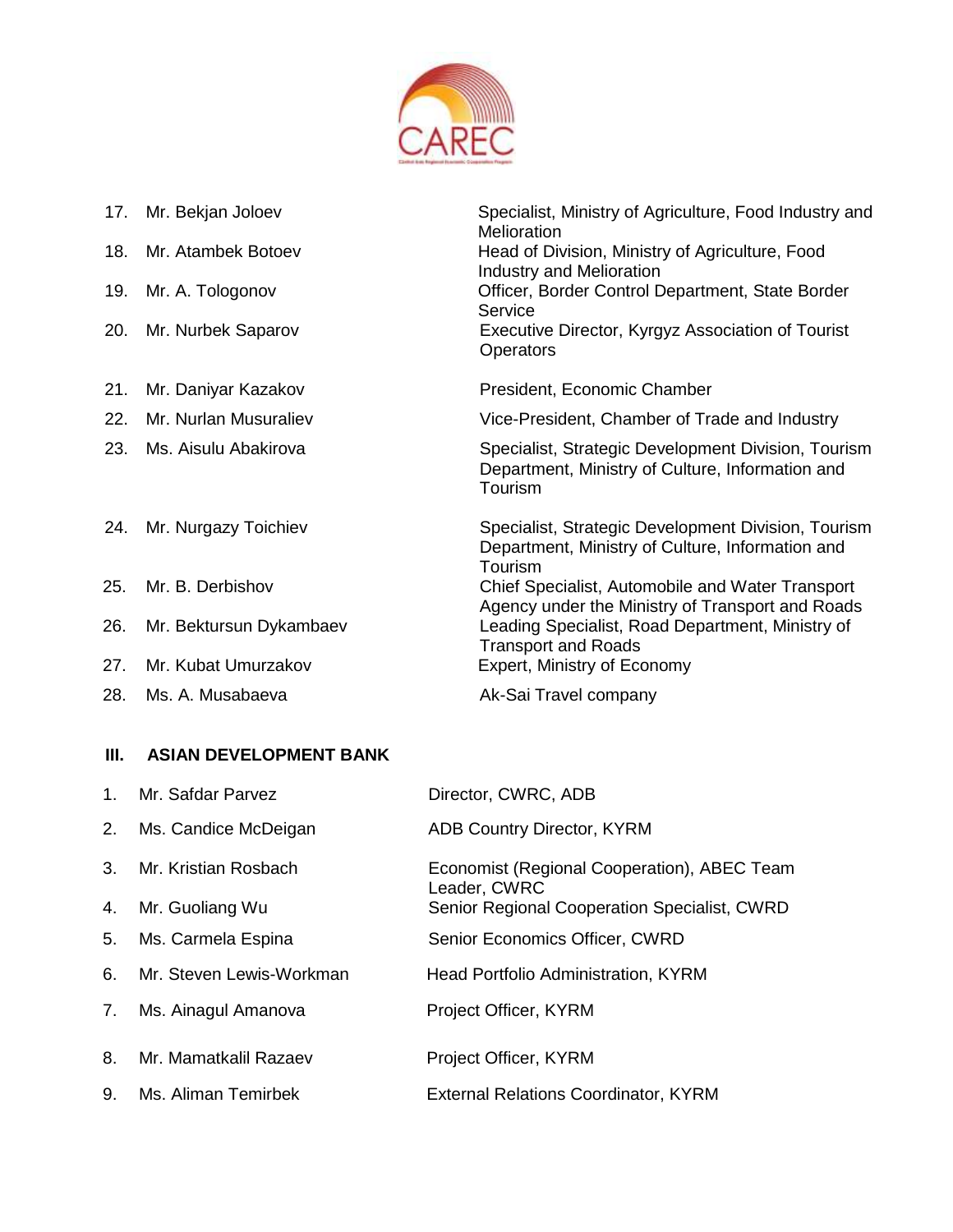| | | |
|---|---|---|
| 17. | Mr. Bekjan Joloev | Specialist, Ministry of Agriculture, Food Industry and Melioration |
| 18. | Mr. Atambek Botoev | Head of Division, Ministry of Agriculture, Food Industry and Melioration |
| 19. | Mr. A. Tologonov | Officer, Border Control Department, State Border Service |
| 20. | Mr. Nurbek Saparov | Executive Director, Kyrgyz Association of Tourist Operators |
| 21. | Mr. Daniyar Kazakov | President, Economic Chamber |
| 22. | Mr. Nurlan Musuraliev | Vice-President, Chamber of Trade and Industry |
| 23. | Ms. Aisulu Abakirova | Specialist, Strategic Development Division, Tourism Department, Ministry of Culture, Information and Tourism |
| 24. | Mr. Nurgazy Toichiev | Specialist, Strategic Development Division, Tourism Department, Ministry of Culture, Information and Tourism |
| 25. | Mr. B. Derbishov | Chief Specialist, Automobile and Water Transport Agency under the Ministry of Transport and Roads |
| 26. | Mr. Bektursun Dykambaev | Leading Specialist, Road Department, Ministry of Transport and Roads |
| 27. | Mr. Kubat Umurzakov | Expert, Ministry of Economy |
| 28. | Ms. A. Musabaeva | Ak-Sai Travel company |

## III. ASIAN DEVELOPMENT BANK

| | | |
|---|---|---|
| 1. | Mr. Safdar Parvez | Director, CWRC, ADB |
| 2. | Ms. Candice McDeigan | ADB Country Director, KYRM |
| 3. | Mr. Kristian Rosbach | Economist (Regional Cooperation), ABEC Team Leader, CWRC |
| 4. | Mr. Guoliang Wu | Senior Regional Cooperation Specialist, CWRD |
| 5. | Ms. Carmela Espina | Senior Economics Officer, CWRD |
| 6. | Mr. Steven Lewis-Workman | Head Portfolio Administration, KYRM |
| 7. | Ms. Ainagul Amanova | Project Officer, KYRM |
| 8. | Mr. Mamatkalil Razaev | Project Officer, KYRM |
| 9. | Ms. Aliman Temirbek | External Relations Coordinator, KYRM |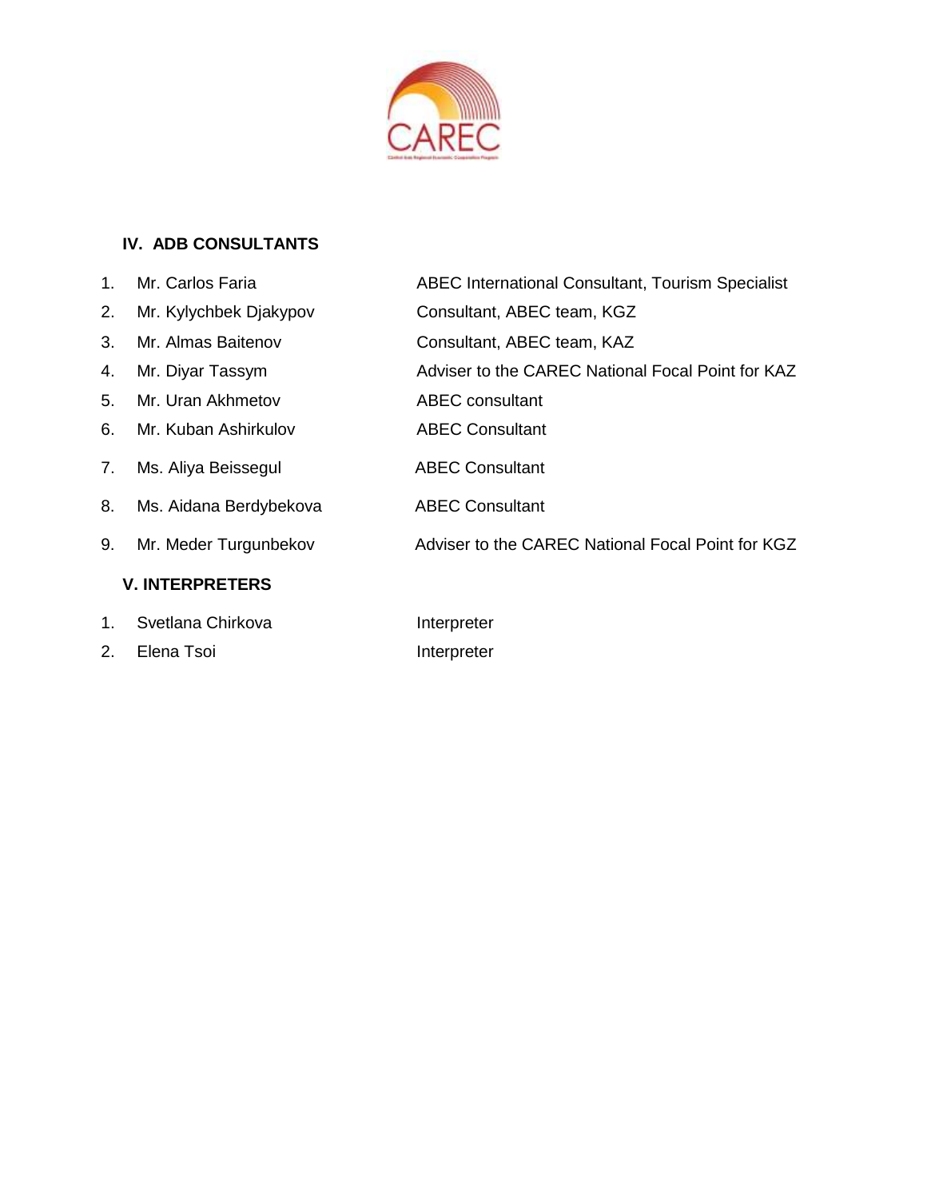### IV. ADB CONSULTANTS

| | | |
|---|---|---|
| 1. | Mr. Carlos Faria | ABEC International Consultant, Tourism Specialist |
| 2. | Mr. Kylychbek Djakypov | Consultant, ABEC team, KGZ |
| 3. | Mr. Almas Baitenov | Consultant, ABEC team, KAZ |
| 4. | Mr. Diyar Tassym | Adviser to the CAREC National Focal Point for KAZ |
| 5. | Mr. Uran Akhmetov | ABEC consultant |
| 6. | Mr. Kuban Ashirkulov | ABEC Consultant |
| 7. | Ms. Aliya Beissegul | ABEC Consultant |
| 8. | Ms. Aidana Berdybekova | ABEC Consultant |
| 9. | Mr. Meder Turgunbekov | Adviser to the CAREC National Focal Point for KGZ |

### V. INTERPRETERS

| | | |
|---|---|---|
| 1. | Svetlana Chirkova | Interpreter |
| 2. | Elena Tsoi | Interpreter |